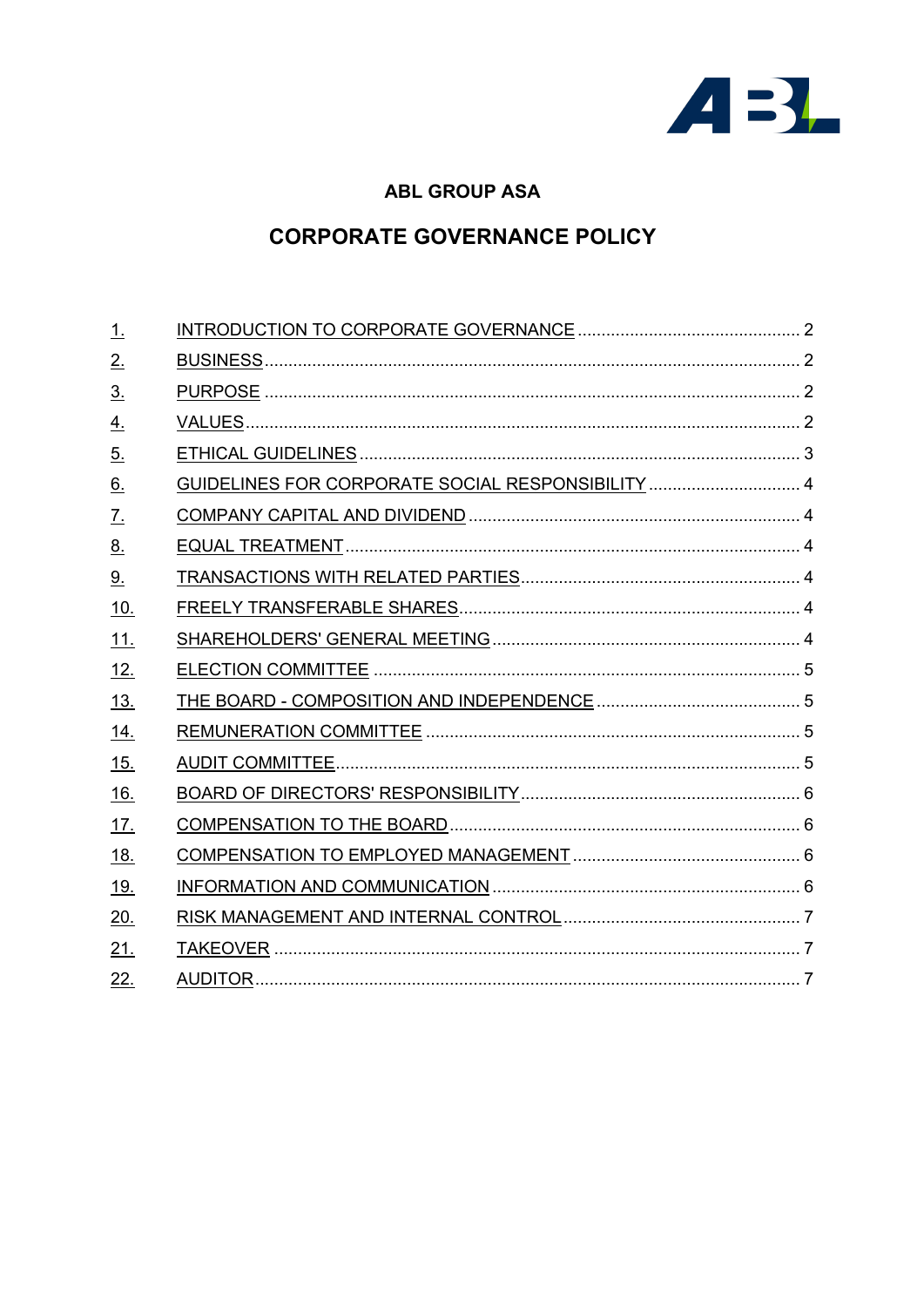**ABL GROUP ASA**

# CORPORATE GOVERNANCE POLICY

1. INTRODUCTION TO CORPORATE GOVERNANCE .......... 2
2. BUSINESS .......... 2
3. PURPOSE .......... 2
4. VALUES .......... 2
5. ETHICAL GUIDELINES .......... 3
6. GUIDELINES FOR CORPORATE SOCIAL RESPONSIBILITY .......... 4
7. COMPANY CAPITAL AND DIVIDEND .......... 4
8. EQUAL TREATMENT .......... 4
9. TRANSACTIONS WITH RELATED PARTIES .......... 4
10. FREELY TRANSFERABLE SHARES .......... 4
11. SHAREHOLDERS' GENERAL MEETING .......... 4
12. ELECTION COMMITTEE .......... 5
13. THE BOARD - COMPOSITION AND INDEPENDENCE .......... 5
14. REMUNERATION COMMITTEE .......... 5
15. AUDIT COMMITTEE .......... 5
16. BOARD OF DIRECTORS' RESPONSIBILITY .......... 6
17. COMPENSATION TO THE BOARD .......... 6
18. COMPENSATION TO EMPLOYED MANAGEMENT .......... 6
19. INFORMATION AND COMMUNICATION .......... 6
20. RISK MANAGEMENT AND INTERNAL CONTROL .......... 7
21. TAKEOVER .......... 7
22. AUDITOR .......... 7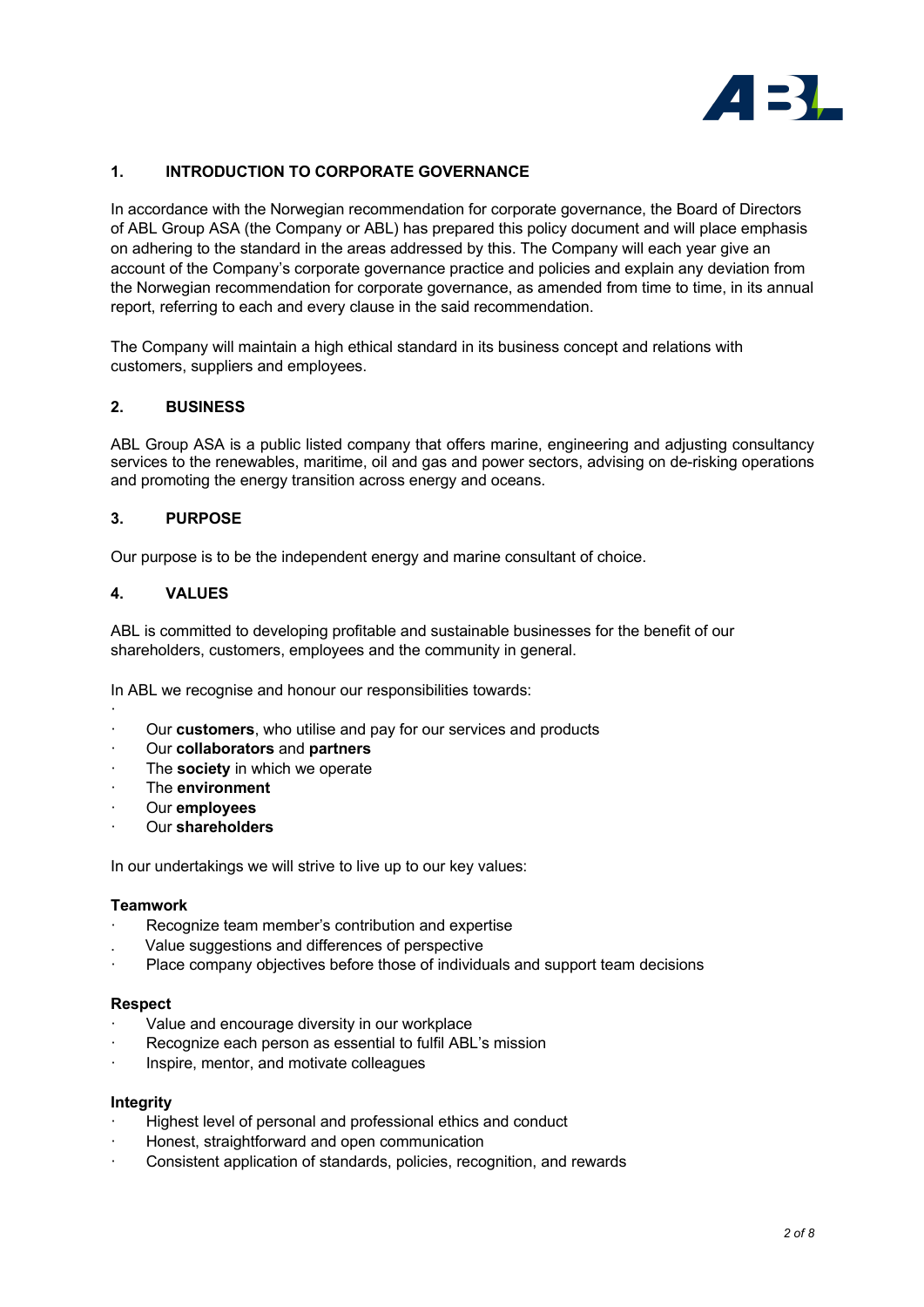## 1. INTRODUCTION TO CORPORATE GOVERNANCE

In accordance with the Norwegian recommendation for corporate governance, the Board of Directors of ABL Group ASA (the Company or ABL) has prepared this policy document and will place emphasis on adhering to the standard in the areas addressed by this. The Company will each year give an account of the Company's corporate governance practice and policies and explain any deviation from the Norwegian recommendation for corporate governance, as amended from time to time, in its annual report, referring to each and every clause in the said recommendation.

The Company will maintain a high ethical standard in its business concept and relations with customers, suppliers and employees.

## 2. BUSINESS

ABL Group ASA is a public listed company that offers marine, engineering and adjusting consultancy services to the renewables, maritime, oil and gas and power sectors, advising on de-risking operations and promoting the energy transition across energy and oceans.

## 3. PURPOSE

Our purpose is to be the independent energy and marine consultant of choice.

## 4. VALUES

ABL is committed to developing profitable and sustainable businesses for the benefit of our shareholders, customers, employees and the community in general.

In ABL we recognise and honour our responsibilities towards:

- Our **customers**, who utilise and pay for our services and products
- Our **collaborators** and **partners**
- The **society** in which we operate
- The **environment**
- Our **employees**
- Our **shareholders**

In our undertakings we will strive to live up to our key values:

**Teamwork**

- Recognize team member's contribution and expertise
- Value suggestions and differences of perspective
- Place company objectives before those of individuals and support team decisions

**Respect**

- Value and encourage diversity in our workplace
- Recognize each person as essential to fulfil ABL's mission
- Inspire, mentor, and motivate colleagues

**Integrity**

- Highest level of personal and professional ethics and conduct
- Honest, straightforward and open communication
- Consistent application of standards, policies, recognition, and rewards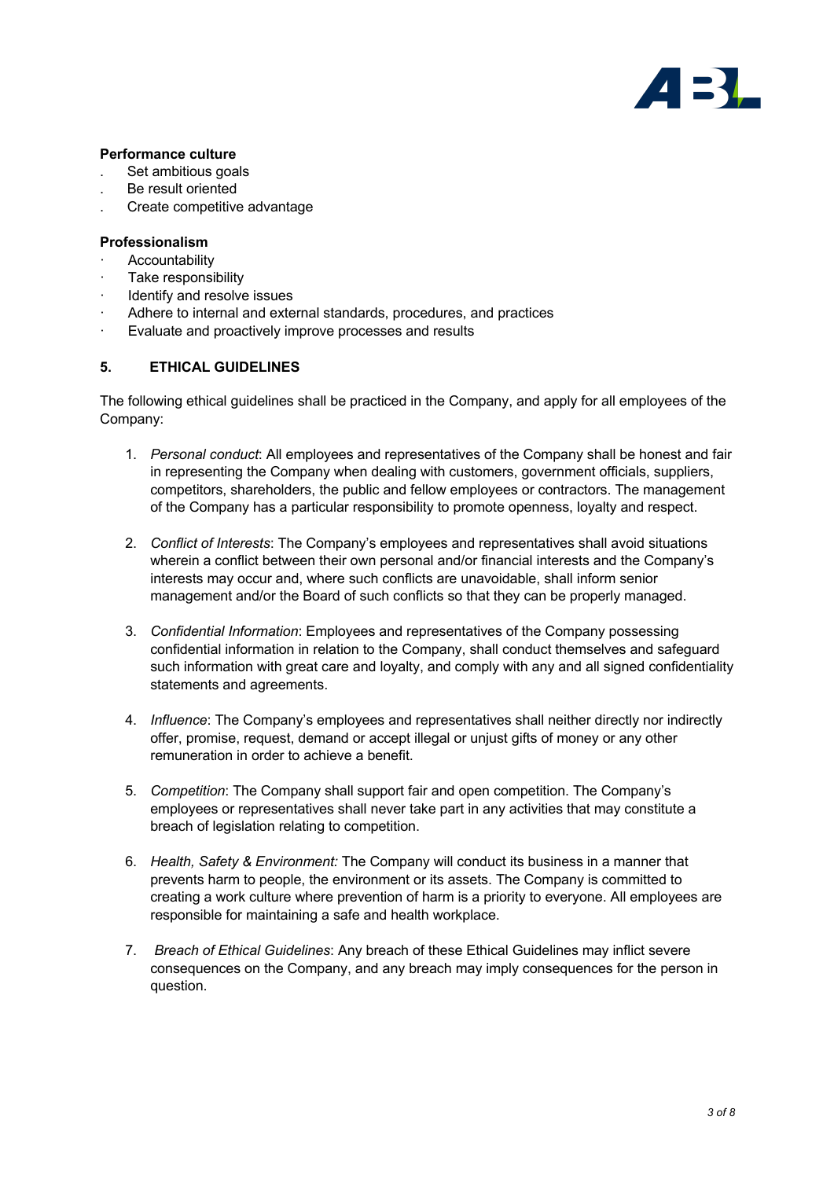**Performance culture**

- Set ambitious goals
- Be result oriented
- Create competitive advantage

**Professionalism**

- Accountability
- Take responsibility
- Identify and resolve issues
- Adhere to internal and external standards, procedures, and practices
- Evaluate and proactively improve processes and results

## 5. ETHICAL GUIDELINES

The following ethical guidelines shall be practiced in the Company, and apply for all employees of the Company:

1. *Personal conduct*: All employees and representatives of the Company shall be honest and fair in representing the Company when dealing with customers, government officials, suppliers, competitors, shareholders, the public and fellow employees or contractors. The management of the Company has a particular responsibility to promote openness, loyalty and respect.

2. *Conflict of Interests*: The Company's employees and representatives shall avoid situations wherein a conflict between their own personal and/or financial interests and the Company's interests may occur and, where such conflicts are unavoidable, shall inform senior management and/or the Board of such conflicts so that they can be properly managed.

3. *Confidential Information*: Employees and representatives of the Company possessing confidential information in relation to the Company, shall conduct themselves and safeguard such information with great care and loyalty, and comply with any and all signed confidentiality statements and agreements.

4. *Influence*: The Company's employees and representatives shall neither directly nor indirectly offer, promise, request, demand or accept illegal or unjust gifts of money or any other remuneration in order to achieve a benefit.

5. *Competition*: The Company shall support fair and open competition. The Company's employees or representatives shall never take part in any activities that may constitute a breach of legislation relating to competition.

6. *Health, Safety & Environment:* The Company will conduct its business in a manner that prevents harm to people, the environment or its assets. The Company is committed to creating a work culture where prevention of harm is a priority to everyone. All employees are responsible for maintaining a safe and health workplace.

7. *Breach of Ethical Guidelines*: Any breach of these Ethical Guidelines may inflict severe consequences on the Company, and any breach may imply consequences for the person in question.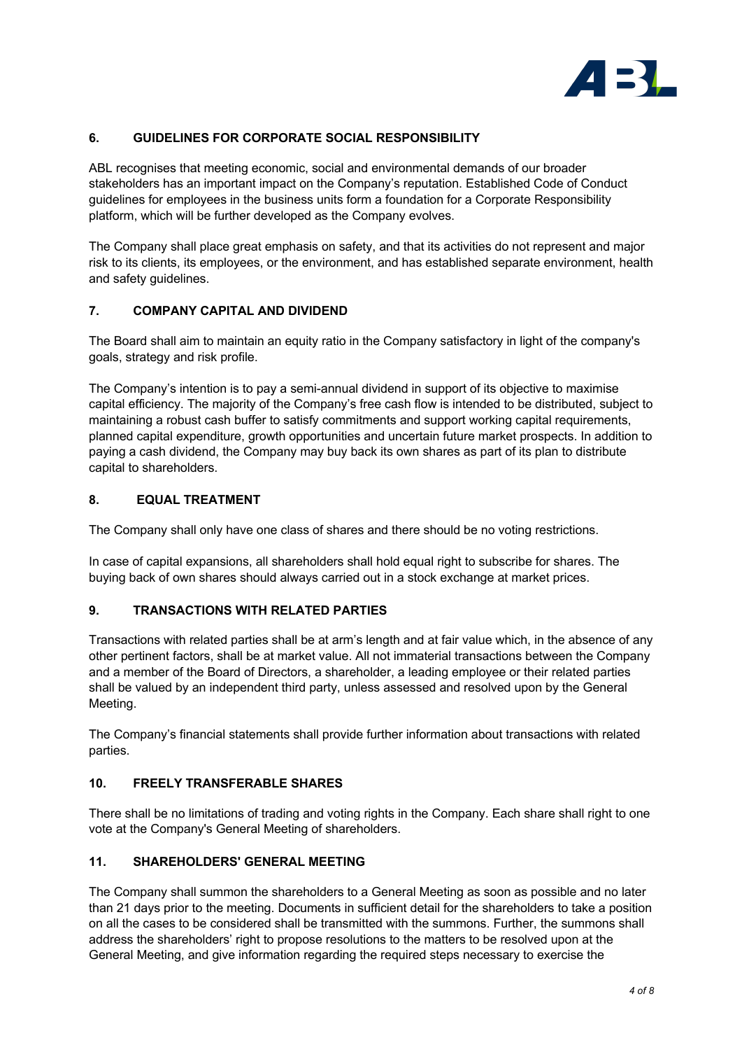## 6. GUIDELINES FOR CORPORATE SOCIAL RESPONSIBILITY

ABL recognises that meeting economic, social and environmental demands of our broader stakeholders has an important impact on the Company's reputation. Established Code of Conduct guidelines for employees in the business units form a foundation for a Corporate Responsibility platform, which will be further developed as the Company evolves.

The Company shall place great emphasis on safety, and that its activities do not represent and major risk to its clients, its employees, or the environment, and has established separate environment, health and safety guidelines.

## 7. COMPANY CAPITAL AND DIVIDEND

The Board shall aim to maintain an equity ratio in the Company satisfactory in light of the company's goals, strategy and risk profile.

The Company's intention is to pay a semi-annual dividend in support of its objective to maximise capital efficiency. The majority of the Company's free cash flow is intended to be distributed, subject to maintaining a robust cash buffer to satisfy commitments and support working capital requirements, planned capital expenditure, growth opportunities and uncertain future market prospects. In addition to paying a cash dividend, the Company may buy back its own shares as part of its plan to distribute capital to shareholders.

## 8. EQUAL TREATMENT

The Company shall only have one class of shares and there should be no voting restrictions.

In case of capital expansions, all shareholders shall hold equal right to subscribe for shares. The buying back of own shares should always carried out in a stock exchange at market prices.

## 9. TRANSACTIONS WITH RELATED PARTIES

Transactions with related parties shall be at arm's length and at fair value which, in the absence of any other pertinent factors, shall be at market value. All not immaterial transactions between the Company and a member of the Board of Directors, a shareholder, a leading employee or their related parties shall be valued by an independent third party, unless assessed and resolved upon by the General Meeting.

The Company's financial statements shall provide further information about transactions with related parties.

## 10. FREELY TRANSFERABLE SHARES

There shall be no limitations of trading and voting rights in the Company. Each share shall right to one vote at the Company's General Meeting of shareholders.

## 11. SHAREHOLDERS' GENERAL MEETING

The Company shall summon the shareholders to a General Meeting as soon as possible and no later than 21 days prior to the meeting. Documents in sufficient detail for the shareholders to take a position on all the cases to be considered shall be transmitted with the summons. Further, the summons shall address the shareholders' right to propose resolutions to the matters to be resolved upon at the General Meeting, and give information regarding the required steps necessary to exercise the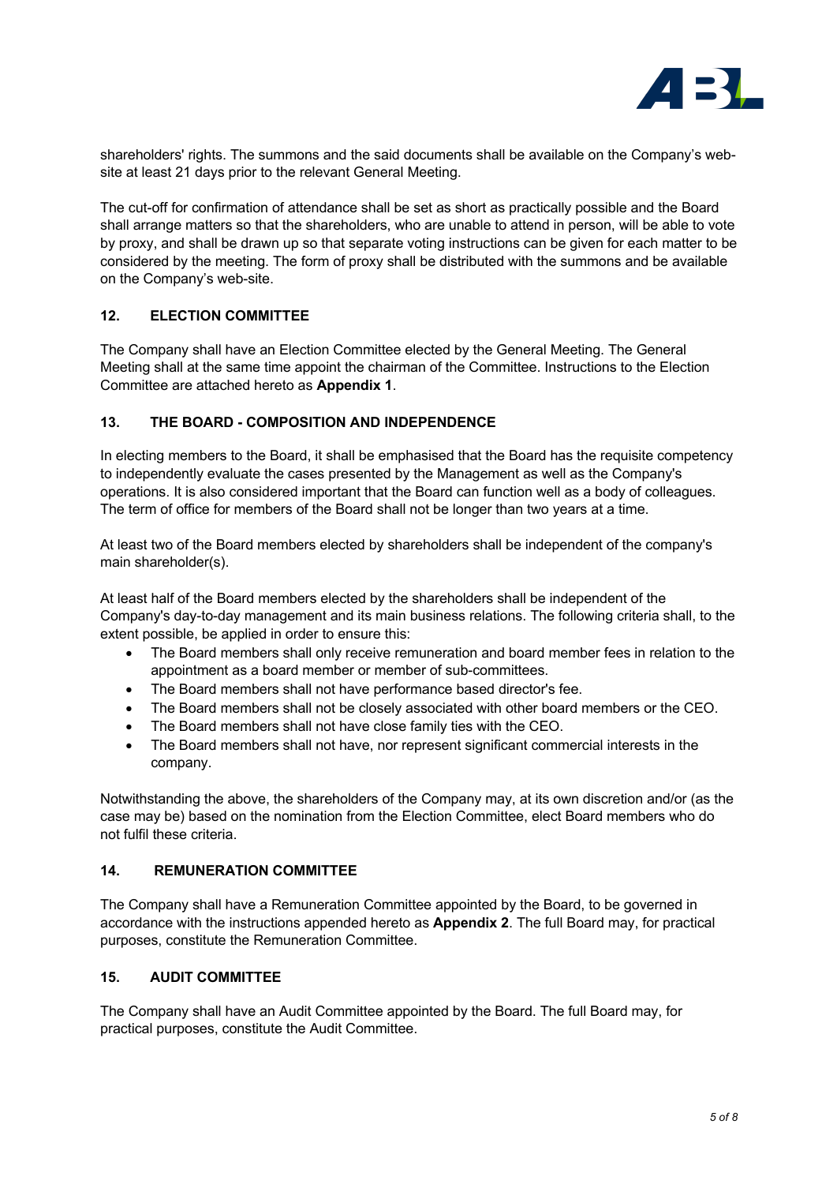shareholders' rights. The summons and the said documents shall be available on the Company's web-site at least 21 days prior to the relevant General Meeting.

The cut-off for confirmation of attendance shall be set as short as practically possible and the Board shall arrange matters so that the shareholders, who are unable to attend in person, will be able to vote by proxy, and shall be drawn up so that separate voting instructions can be given for each matter to be considered by the meeting. The form of proxy shall be distributed with the summons and be available on the Company's web-site.

## 12. ELECTION COMMITTEE

The Company shall have an Election Committee elected by the General Meeting. The General Meeting shall at the same time appoint the chairman of the Committee. Instructions to the Election Committee are attached hereto as **Appendix 1**.

## 13. THE BOARD - COMPOSITION AND INDEPENDENCE

In electing members to the Board, it shall be emphasised that the Board has the requisite competency to independently evaluate the cases presented by the Management as well as the Company's operations. It is also considered important that the Board can function well as a body of colleagues. The term of office for members of the Board shall not be longer than two years at a time.

At least two of the Board members elected by shareholders shall be independent of the company's main shareholder(s).

At least half of the Board members elected by the shareholders shall be independent of the Company's day-to-day management and its main business relations. The following criteria shall, to the extent possible, be applied in order to ensure this:

- The Board members shall only receive remuneration and board member fees in relation to the appointment as a board member or member of sub-committees.
- The Board members shall not have performance based director's fee.
- The Board members shall not be closely associated with other board members or the CEO.
- The Board members shall not have close family ties with the CEO.
- The Board members shall not have, nor represent significant commercial interests in the company.

Notwithstanding the above, the shareholders of the Company may, at its own discretion and/or (as the case may be) based on the nomination from the Election Committee, elect Board members who do not fulfil these criteria.

## 14. REMUNERATION COMMITTEE

The Company shall have a Remuneration Committee appointed by the Board, to be governed in accordance with the instructions appended hereto as **Appendix 2**. The full Board may, for practical purposes, constitute the Remuneration Committee.

## 15. AUDIT COMMITTEE

The Company shall have an Audit Committee appointed by the Board. The full Board may, for practical purposes, constitute the Audit Committee.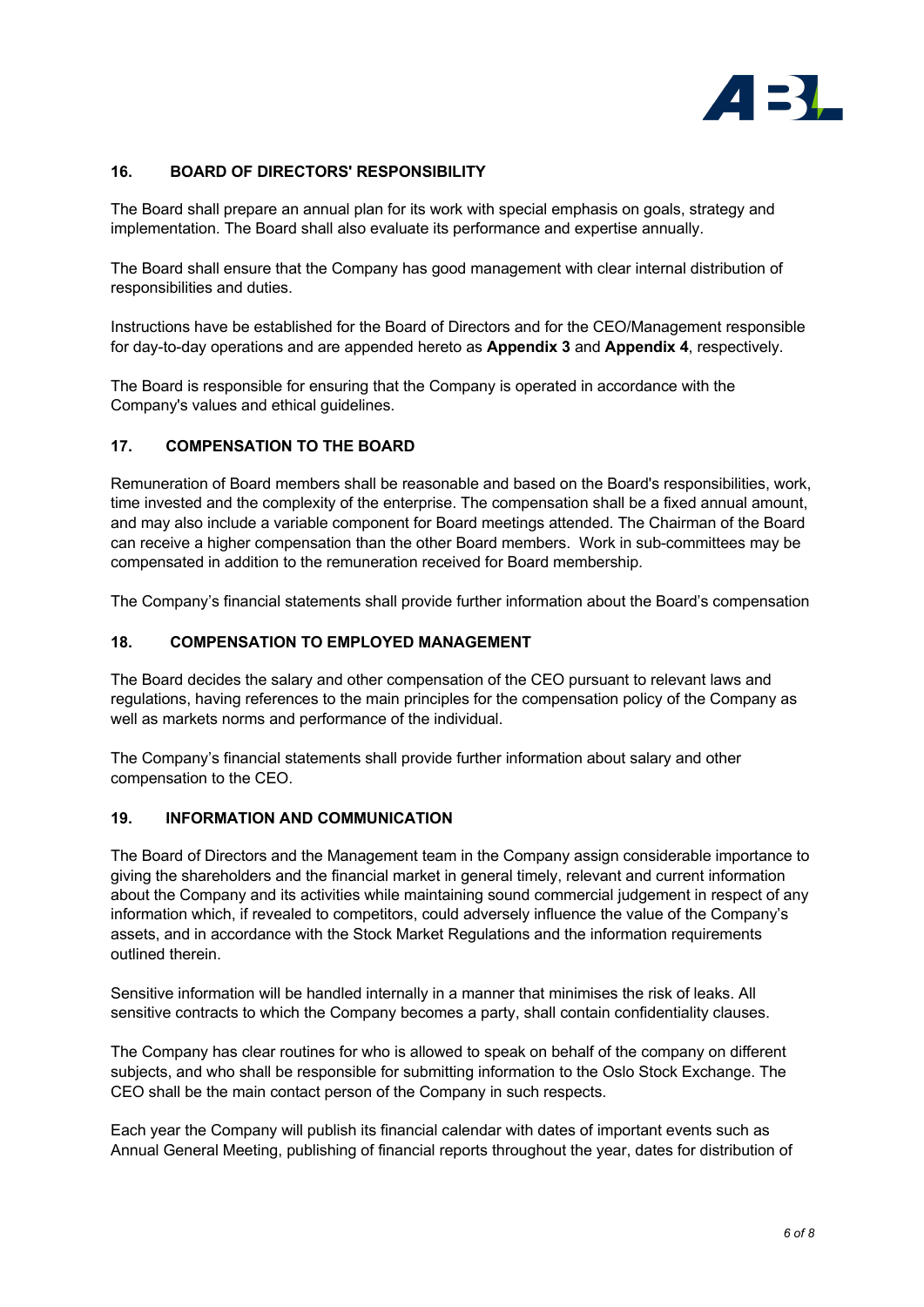## 16. BOARD OF DIRECTORS' RESPONSIBILITY

The Board shall prepare an annual plan for its work with special emphasis on goals, strategy and implementation. The Board shall also evaluate its performance and expertise annually.

The Board shall ensure that the Company has good management with clear internal distribution of responsibilities and duties.

Instructions have be established for the Board of Directors and for the CEO/Management responsible for day-to-day operations and are appended hereto as **Appendix 3** and **Appendix 4**, respectively.

The Board is responsible for ensuring that the Company is operated in accordance with the Company's values and ethical guidelines.

## 17. COMPENSATION TO THE BOARD

Remuneration of Board members shall be reasonable and based on the Board's responsibilities, work, time invested and the complexity of the enterprise. The compensation shall be a fixed annual amount, and may also include a variable component for Board meetings attended. The Chairman of the Board can receive a higher compensation than the other Board members. Work in sub-committees may be compensated in addition to the remuneration received for Board membership.

The Company's financial statements shall provide further information about the Board's compensation

## 18. COMPENSATION TO EMPLOYED MANAGEMENT

The Board decides the salary and other compensation of the CEO pursuant to relevant laws and regulations, having references to the main principles for the compensation policy of the Company as well as markets norms and performance of the individual.

The Company's financial statements shall provide further information about salary and other compensation to the CEO.

## 19. INFORMATION AND COMMUNICATION

The Board of Directors and the Management team in the Company assign considerable importance to giving the shareholders and the financial market in general timely, relevant and current information about the Company and its activities while maintaining sound commercial judgement in respect of any information which, if revealed to competitors, could adversely influence the value of the Company's assets, and in accordance with the Stock Market Regulations and the information requirements outlined therein.

Sensitive information will be handled internally in a manner that minimises the risk of leaks. All sensitive contracts to which the Company becomes a party, shall contain confidentiality clauses.

The Company has clear routines for who is allowed to speak on behalf of the company on different subjects, and who shall be responsible for submitting information to the Oslo Stock Exchange. The CEO shall be the main contact person of the Company in such respects.

Each year the Company will publish its financial calendar with dates of important events such as Annual General Meeting, publishing of financial reports throughout the year, dates for distribution of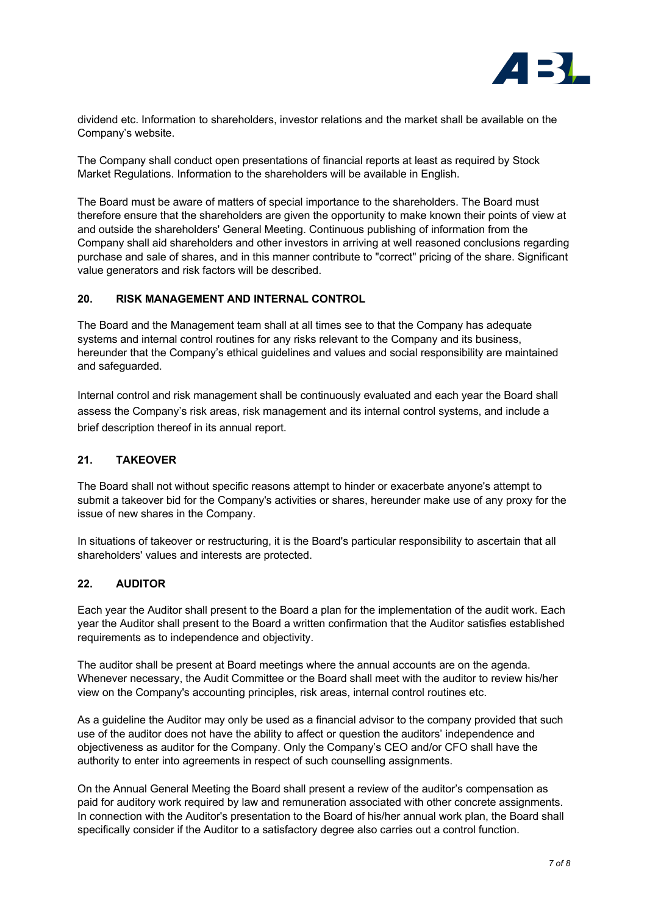dividend etc. Information to shareholders, investor relations and the market shall be available on the Company's website.

The Company shall conduct open presentations of financial reports at least as required by Stock Market Regulations. Information to the shareholders will be available in English.

The Board must be aware of matters of special importance to the shareholders. The Board must therefore ensure that the shareholders are given the opportunity to make known their points of view at and outside the shareholders' General Meeting. Continuous publishing of information from the Company shall aid shareholders and other investors in arriving at well reasoned conclusions regarding purchase and sale of shares, and in this manner contribute to "correct" pricing of the share. Significant value generators and risk factors will be described.

## 20. RISK MANAGEMENT AND INTERNAL CONTROL

The Board and the Management team shall at all times see to that the Company has adequate systems and internal control routines for any risks relevant to the Company and its business, hereunder that the Company's ethical guidelines and values and social responsibility are maintained and safeguarded.

Internal control and risk management shall be continuously evaluated and each year the Board shall assess the Company's risk areas, risk management and its internal control systems, and include a brief description thereof in its annual report.

## 21. TAKEOVER

The Board shall not without specific reasons attempt to hinder or exacerbate anyone's attempt to submit a takeover bid for the Company's activities or shares, hereunder make use of any proxy for the issue of new shares in the Company.

In situations of takeover or restructuring, it is the Board's particular responsibility to ascertain that all shareholders' values and interests are protected.

## 22. AUDITOR

Each year the Auditor shall present to the Board a plan for the implementation of the audit work. Each year the Auditor shall present to the Board a written confirmation that the Auditor satisfies established requirements as to independence and objectivity.

The auditor shall be present at Board meetings where the annual accounts are on the agenda. Whenever necessary, the Audit Committee or the Board shall meet with the auditor to review his/her view on the Company's accounting principles, risk areas, internal control routines etc.

As a guideline the Auditor may only be used as a financial advisor to the company provided that such use of the auditor does not have the ability to affect or question the auditors' independence and objectiveness as auditor for the Company. Only the Company's CEO and/or CFO shall have the authority to enter into agreements in respect of such counselling assignments.

On the Annual General Meeting the Board shall present a review of the auditor's compensation as paid for auditory work required by law and remuneration associated with other concrete assignments. In connection with the Auditor's presentation to the Board of his/her annual work plan, the Board shall specifically consider if the Auditor to a satisfactory degree also carries out a control function.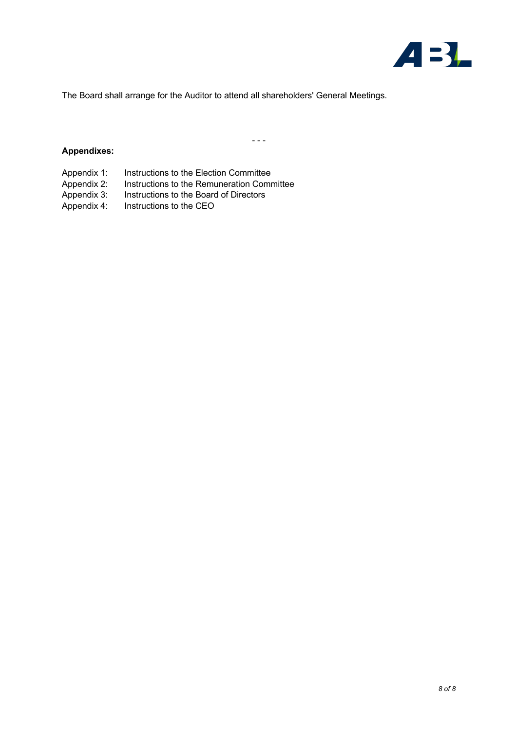The Board shall arrange for the Auditor to attend all shareholders' General Meetings.

\- - -

**Appendixes:**

| | |
|---|---|
| Appendix 1: | Instructions to the Election Committee |
| Appendix 2: | Instructions to the Remuneration Committee |
| Appendix 3: | Instructions to the Board of Directors |
| Appendix 4: | Instructions to the CEO |